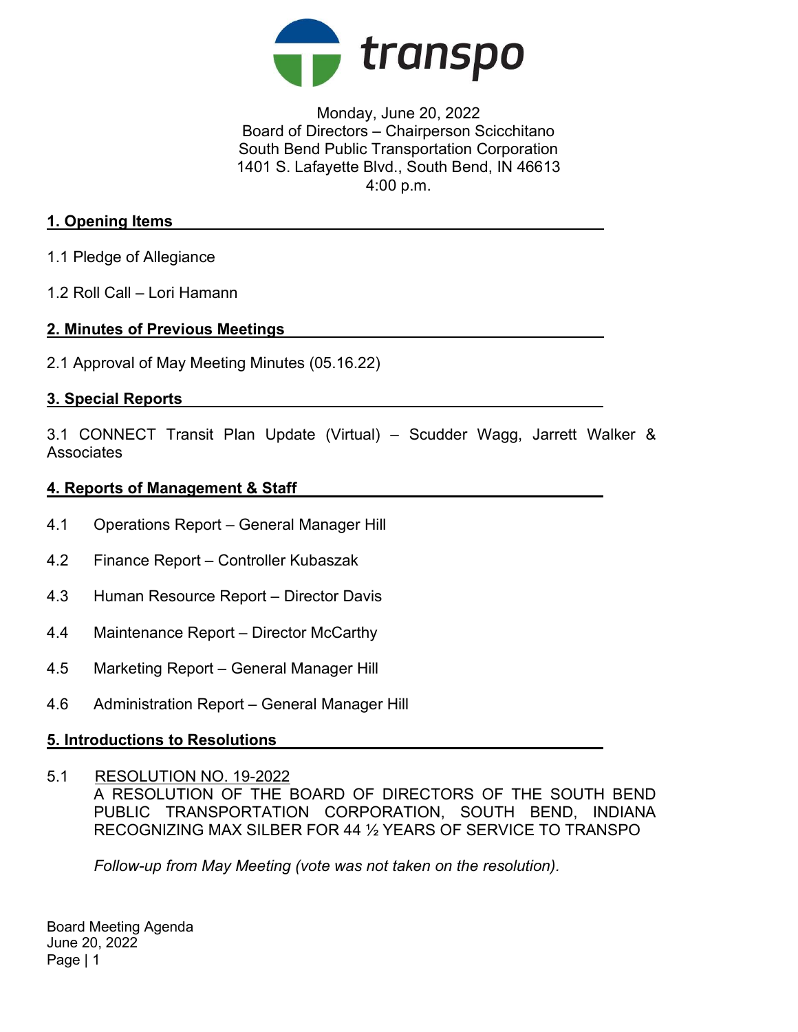transpo

Monday, June 20, 2022
Board of Directors – Chairperson Scicchitano
South Bend Public Transportation Corporation
1401 S. Lafayette Blvd., South Bend, IN 46613
4:00 p.m.

## 1. Opening Items

1.1 Pledge of Allegiance

1.2 Roll Call – Lori Hamann

## 2. Minutes of Previous Meetings

2.1 Approval of May Meeting Minutes (05.16.22)

## 3. Special Reports

3.1 CONNECT Transit Plan Update (Virtual) – Scudder Wagg, Jarrett Walker & Associates

## 4. Reports of Management & Staff

4.1 Operations Report – General Manager Hill

4.2 Finance Report – Controller Kubaszak

4.3 Human Resource Report – Director Davis

4.4 Maintenance Report – Director McCarthy

4.5 Marketing Report – General Manager Hill

4.6 Administration Report – General Manager Hill

## 5. Introductions to Resolutions

5.1 RESOLUTION NO. 19-2022
A RESOLUTION OF THE BOARD OF DIRECTORS OF THE SOUTH BEND PUBLIC TRANSPORTATION CORPORATION, SOUTH BEND, INDIANA RECOGNIZING MAX SILBER FOR 44 ½ YEARS OF SERVICE TO TRANSPO

*Follow-up from May Meeting (vote was not taken on the resolution).*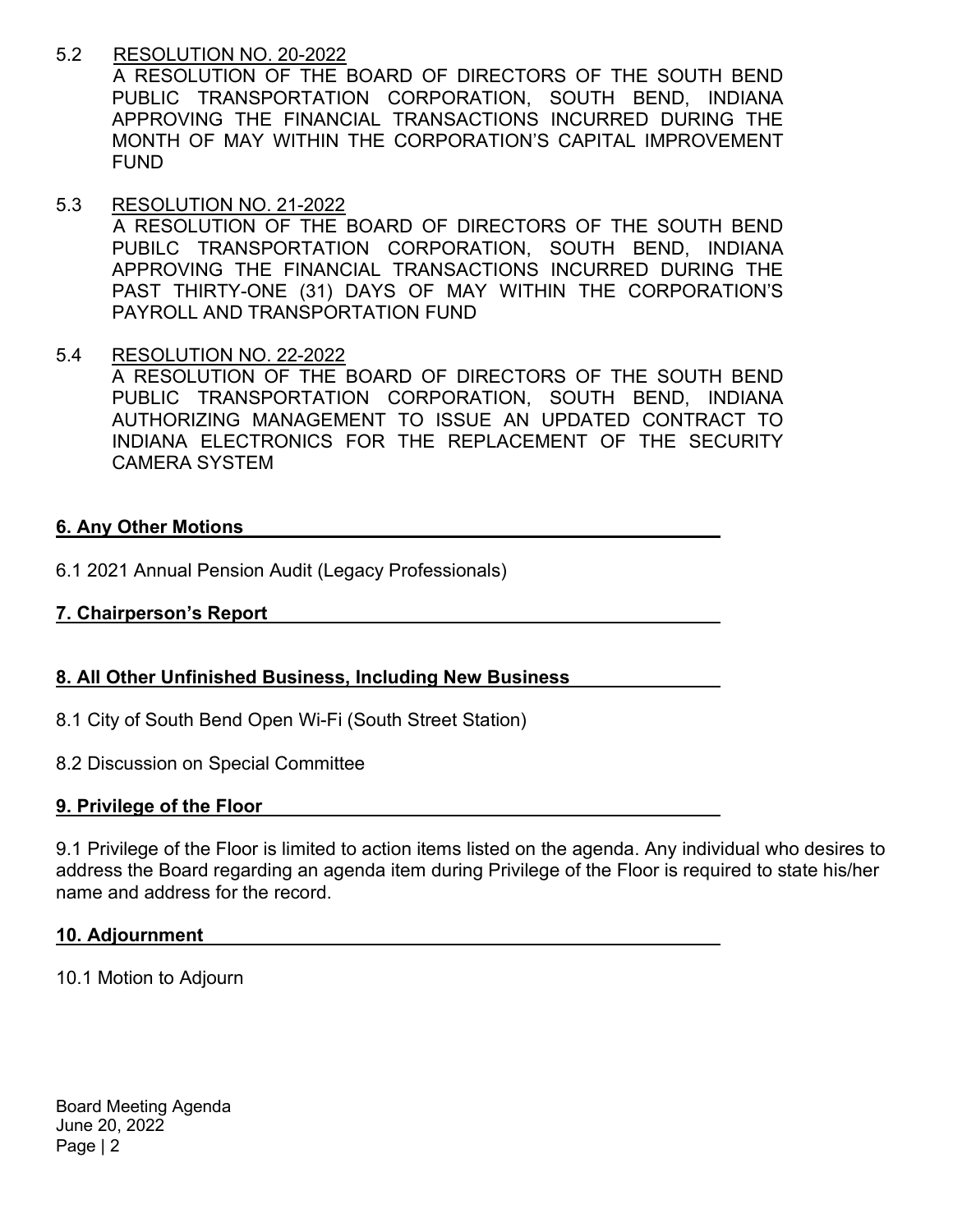5.2 RESOLUTION NO. 20-2022
A RESOLUTION OF THE BOARD OF DIRECTORS OF THE SOUTH BEND PUBLIC TRANSPORTATION CORPORATION, SOUTH BEND, INDIANA APPROVING THE FINANCIAL TRANSACTIONS INCURRED DURING THE MONTH OF MAY WITHIN THE CORPORATION'S CAPITAL IMPROVEMENT FUND

5.3 RESOLUTION NO. 21-2022
A RESOLUTION OF THE BOARD OF DIRECTORS OF THE SOUTH BEND PUBILC TRANSPORTATION CORPORATION, SOUTH BEND, INDIANA APPROVING THE FINANCIAL TRANSACTIONS INCURRED DURING THE PAST THIRTY-ONE (31) DAYS OF MAY WITHIN THE CORPORATION'S PAYROLL AND TRANSPORTATION FUND

5.4 RESOLUTION NO. 22-2022
A RESOLUTION OF THE BOARD OF DIRECTORS OF THE SOUTH BEND PUBLIC TRANSPORTATION CORPORATION, SOUTH BEND, INDIANA AUTHORIZING MANAGEMENT TO ISSUE AN UPDATED CONTRACT TO INDIANA ELECTRONICS FOR THE REPLACEMENT OF THE SECURITY CAMERA SYSTEM

## 6. Any Other Motions

6.1 2021 Annual Pension Audit (Legacy Professionals)

## 7. Chairperson's Report

## 8. All Other Unfinished Business, Including New Business

8.1 City of South Bend Open Wi-Fi (South Street Station)

8.2 Discussion on Special Committee

## 9. Privilege of the Floor

9.1 Privilege of the Floor is limited to action items listed on the agenda. Any individual who desires to address the Board regarding an agenda item during Privilege of the Floor is required to state his/her name and address for the record.

## 10. Adjournment

10.1 Motion to Adjourn

Board Meeting Agenda
June 20, 2022